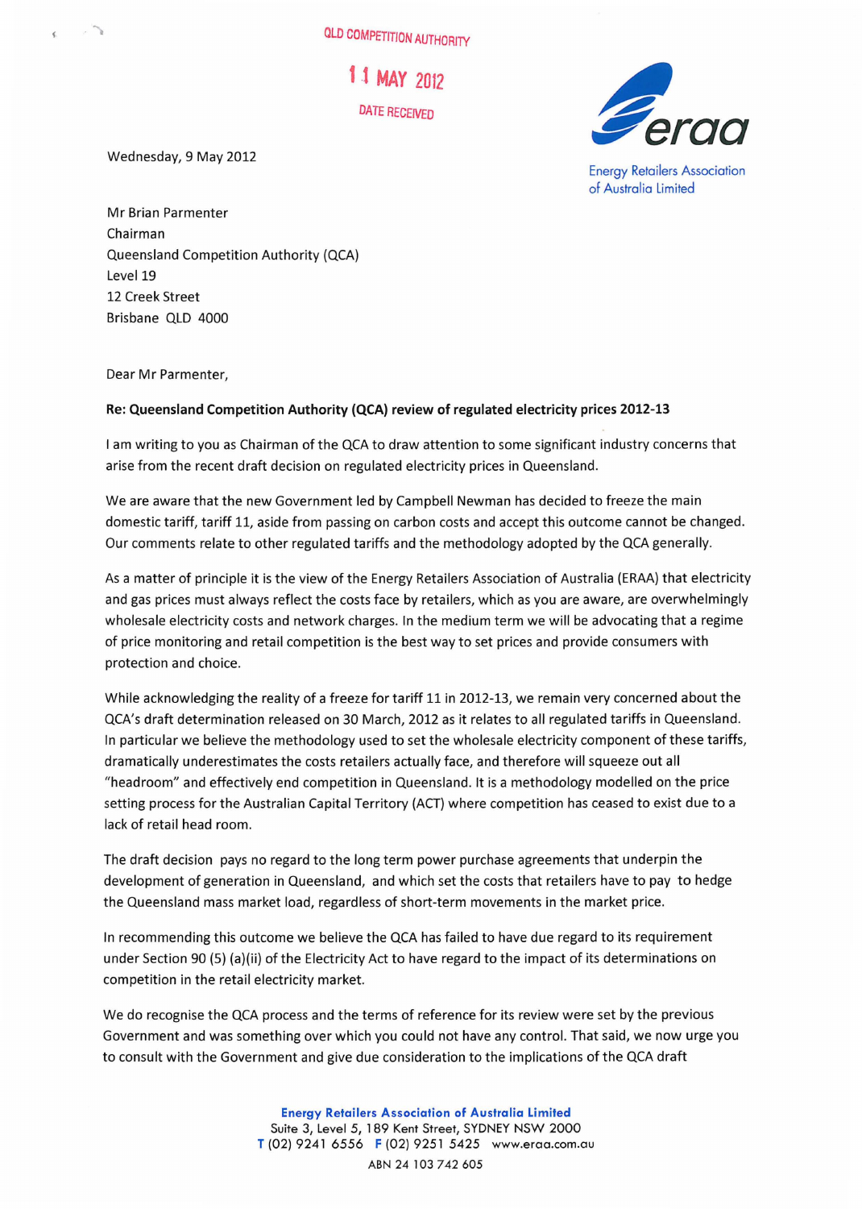QLD COMPETITION AUTHORITY

11 MAY 2012

DATE RECEIVED

**Energy Retailers Association of Australia Limited**

Wednesday, 9 May 2012

Mr Brian Parmenter
Chairman
Queensland Competition Authority (QCA)
Level 19
12 Creek Street
Brisbane QLD 4000

Dear Mr Parmenter,

**Re: Queensland Competition Authority (QCA) review of regulated electricity prices 2012-13**

I am writing to you as Chairman of the QCA to draw attention to some significant industry concerns that arise from the recent draft decision on regulated electricity prices in Queensland.

We are aware that the new Government led by Campbell Newman has decided to freeze the main domestic tariff, tariff 11, aside from passing on carbon costs and accept this outcome cannot be changed. Our comments relate to other regulated tariffs and the methodology adopted by the QCA generally.

As a matter of principle it is the view of the Energy Retailers Association of Australia (ERAA) that electricity and gas prices must always reflect the costs face by retailers, which as you are aware, are overwhelmingly wholesale electricity costs and network charges. In the medium term we will be advocating that a regime of price monitoring and retail competition is the best way to set prices and provide consumers with protection and choice.

While acknowledging the reality of a freeze for tariff 11 in 2012-13, we remain very concerned about the QCA's draft determination released on 30 March, 2012 as it relates to all regulated tariffs in Queensland. In particular we believe the methodology used to set the wholesale electricity component of these tariffs, dramatically underestimates the costs retailers actually face, and therefore will squeeze out all "headroom" and effectively end competition in Queensland. It is a methodology modelled on the price setting process for the Australian Capital Territory (ACT) where competition has ceased to exist due to a lack of retail head room.

The draft decision pays no regard to the long term power purchase agreements that underpin the development of generation in Queensland, and which set the costs that retailers have to pay to hedge the Queensland mass market load, regardless of short-term movements in the market price.

In recommending this outcome we believe the QCA has failed to have due regard to its requirement under Section 90 (5) (a)(ii) of the Electricity Act to have regard to the impact of its determinations on competition in the retail electricity market.

We do recognise the QCA process and the terms of reference for its review were set by the previous Government and was something over which you could not have any control. That said, we now urge you to consult with the Government and give due consideration to the implications of the QCA draft

**Energy Retailers Association of Australia Limited**
Suite 3, Level 5, 189 Kent Street, SYDNEY NSW 2000
T (02) 9241 6556 F (02) 9251 5425 www.eraa.com.au
ABN 24 103 742 605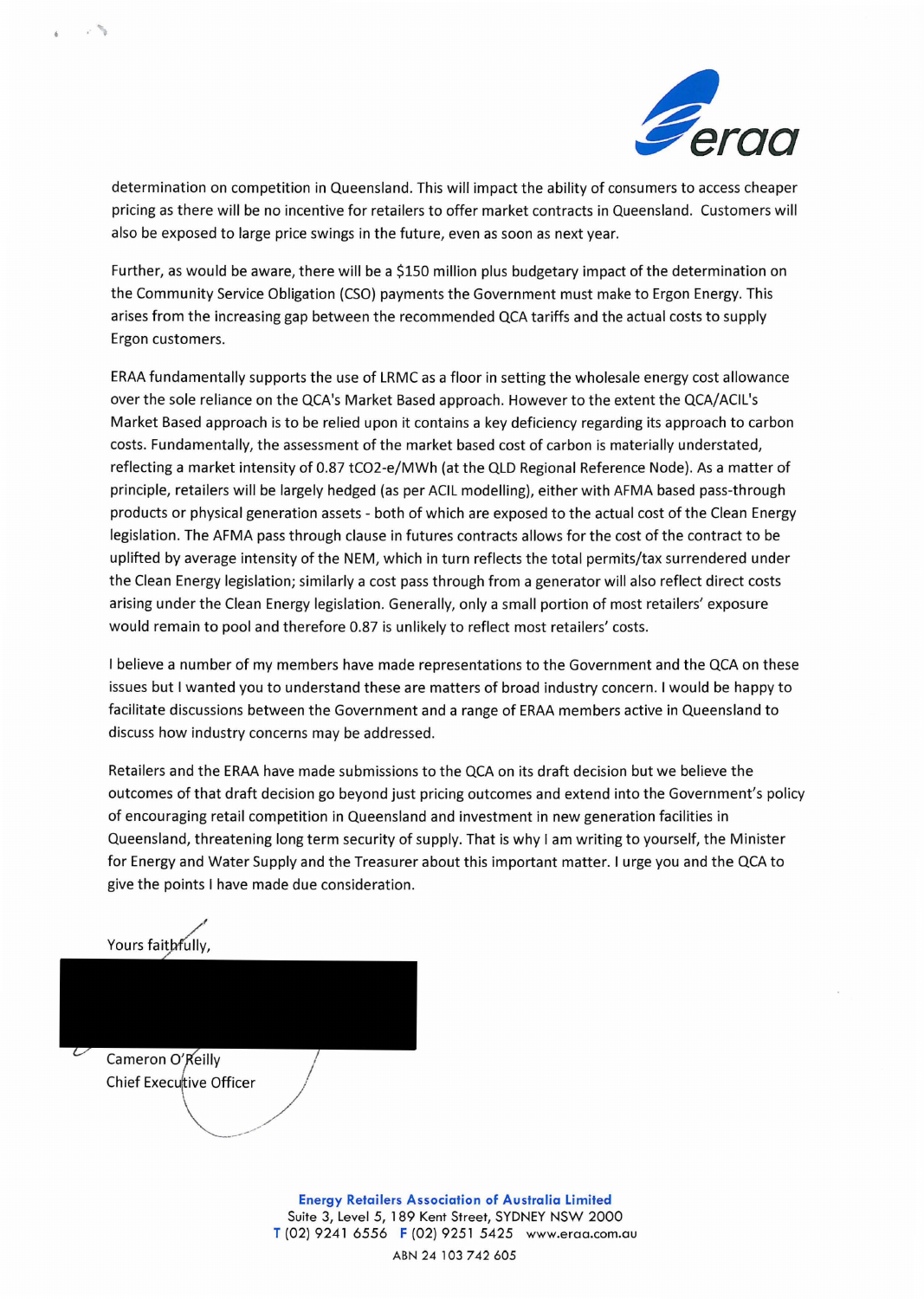determination on competition in Queensland. This will impact the ability of consumers to access cheaper pricing as there will be no incentive for retailers to offer market contracts in Queensland. Customers will also be exposed to large price swings in the future, even as soon as next year.

Further, as would be aware, there will be a $150 million plus budgetary impact of the determination on the Community Service Obligation (CSO) payments the Government must make to Ergon Energy. This arises from the increasing gap between the recommended QCA tariffs and the actual costs to supply Ergon customers.

ERAA fundamentally supports the use of LRMC as a floor in setting the wholesale energy cost allowance over the sole reliance on the QCA's Market Based approach. However to the extent the QCA/ACIL's Market Based approach is to be relied upon it contains a key deficiency regarding its approach to carbon costs. Fundamentally, the assessment of the market based cost of carbon is materially understated, reflecting a market intensity of 0.87 $tCO_2$-e/MWh (at the QLD Regional Reference Node). As a matter of principle, retailers will be largely hedged (as per ACIL modelling), either with AFMA based pass-through products or physical generation assets - both of which are exposed to the actual cost of the Clean Energy legislation. The AFMA pass through clause in futures contracts allows for the cost of the contract to be uplifted by average intensity of the NEM, which in turn reflects the total permits/tax surrendered under the Clean Energy legislation; similarly a cost pass through from a generator will also reflect direct costs arising under the Clean Energy legislation. Generally, only a small portion of most retailers' exposure would remain to pool and therefore 0.87 is unlikely to reflect most retailers' costs.

I believe a number of my members have made representations to the Government and the QCA on these issues but I wanted you to understand these are matters of broad industry concern. I would be happy to facilitate discussions between the Government and a range of ERAA members active in Queensland to discuss how industry concerns may be addressed.

Retailers and the ERAA have made submissions to the QCA on its draft decision but we believe the outcomes of that draft decision go beyond just pricing outcomes and extend into the Government's policy of encouraging retail competition in Queensland and investment in new generation facilities in Queensland, threatening long term security of supply. That is why I am writing to yourself, the Minister for Energy and Water Supply and the Treasurer about this important matter. I urge you and the QCA to give the points I have made due consideration.

Yours faithfully,

Cameron O'Reilly
Chief Executive Officer

**Energy Retailers Association of Australia Limited**
Suite 3, Level 5, 189 Kent Street, SYDNEY NSW 2000
T (02) 9241 6556 F (02) 9251 5425 www.eraa.com.au
ABN 24 103 742 605